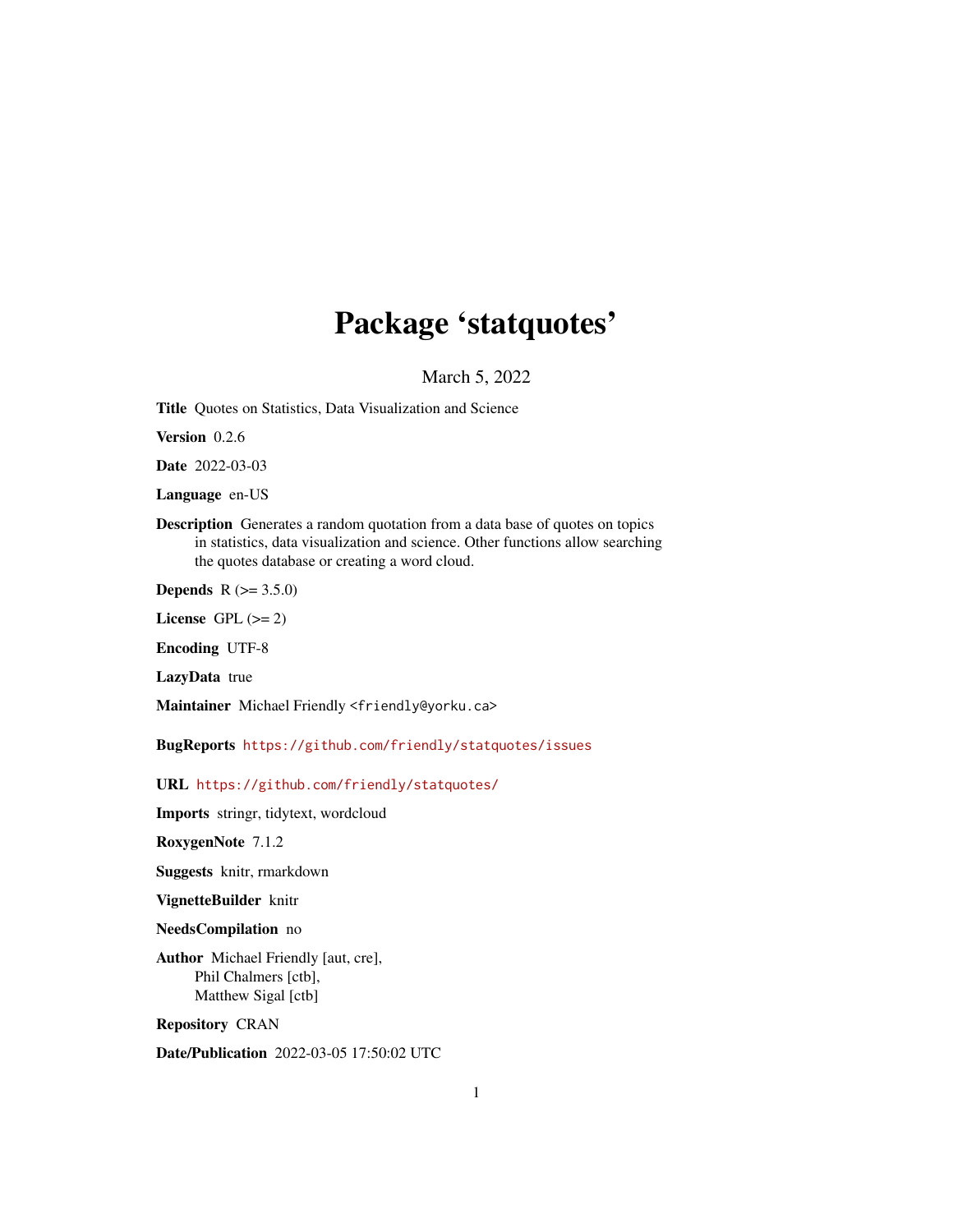# Package 'statquotes'

March 5, 2022

**Title** Quotes on Statistics, Data Visualization and Science

**Version** 0.2.6

**Date** 2022-03-03

**Language** en-US

**Description** Generates a random quotation from a data base of quotes on topics in statistics, data visualization and science. Other functions allow searching the quotes database or creating a word cloud.

**Depends** R (>= 3.5.0)

**License** GPL (>= 2)

**Encoding** UTF-8

**LazyData** true

**Maintainer** Michael Friendly <friendly@yorku.ca>

**BugReports** https://github.com/friendly/statquotes/issues

**URL** https://github.com/friendly/statquotes/

**Imports** stringr, tidytext, wordcloud

**RoxygenNote** 7.1.2

**Suggests** knitr, rmarkdown

**VignetteBuilder** knitr

**NeedsCompilation** no

**Author** Michael Friendly [aut, cre],
Phil Chalmers [ctb],
Matthew Sigal [ctb]

**Repository** CRAN

**Date/Publication** 2022-03-05 17:50:02 UTC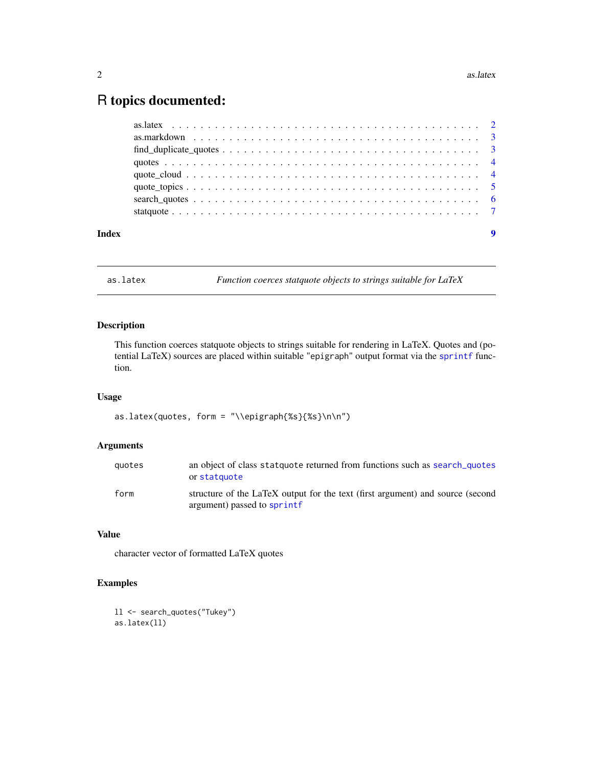# R topics documented:

as.latex . . . . . . . . . . . . . . . . . . . . . . . . . . . . . . . . . . . . . . . . 2
as.markdown . . . . . . . . . . . . . . . . . . . . . . . . . . . . . . . . . . . . . . 3
find_duplicate_quotes . . . . . . . . . . . . . . . . . . . . . . . . . . . . . . . . . 3
quotes . . . . . . . . . . . . . . . . . . . . . . . . . . . . . . . . . . . . . . . . . 4
quote_cloud . . . . . . . . . . . . . . . . . . . . . . . . . . . . . . . . . . . . . . 4
quote_topics . . . . . . . . . . . . . . . . . . . . . . . . . . . . . . . . . . . . . . 5
search_quotes . . . . . . . . . . . . . . . . . . . . . . . . . . . . . . . . . . . . . 6
statquote . . . . . . . . . . . . . . . . . . . . . . . . . . . . . . . . . . . . . . . 7

**Index** **9**

---

`as.latex` *Function coerces statquote objects to strings suitable for LaTeX*

---

### Description

This function coerces statquote objects to strings suitable for rendering in LaTeX. Quotes and (potential LaTeX) sources are placed within suitable "`epigraph`" output format via the `sprintf` function.

### Usage

```
as.latex(quotes, form = "\\epigraph{%s}{%s}\n\n")
```

### Arguments

| | |
|---|---|
| `quotes` | an object of class `statquote` returned from functions such as `search_quotes` or `statquote` |
| `form` | structure of the LaTeX output for the text (first argument) and source (second argument) passed to `sprintf` |

### Value

character vector of formatted LaTeX quotes

### Examples

```
ll <- search_quotes("Tukey")
as.latex(ll)
```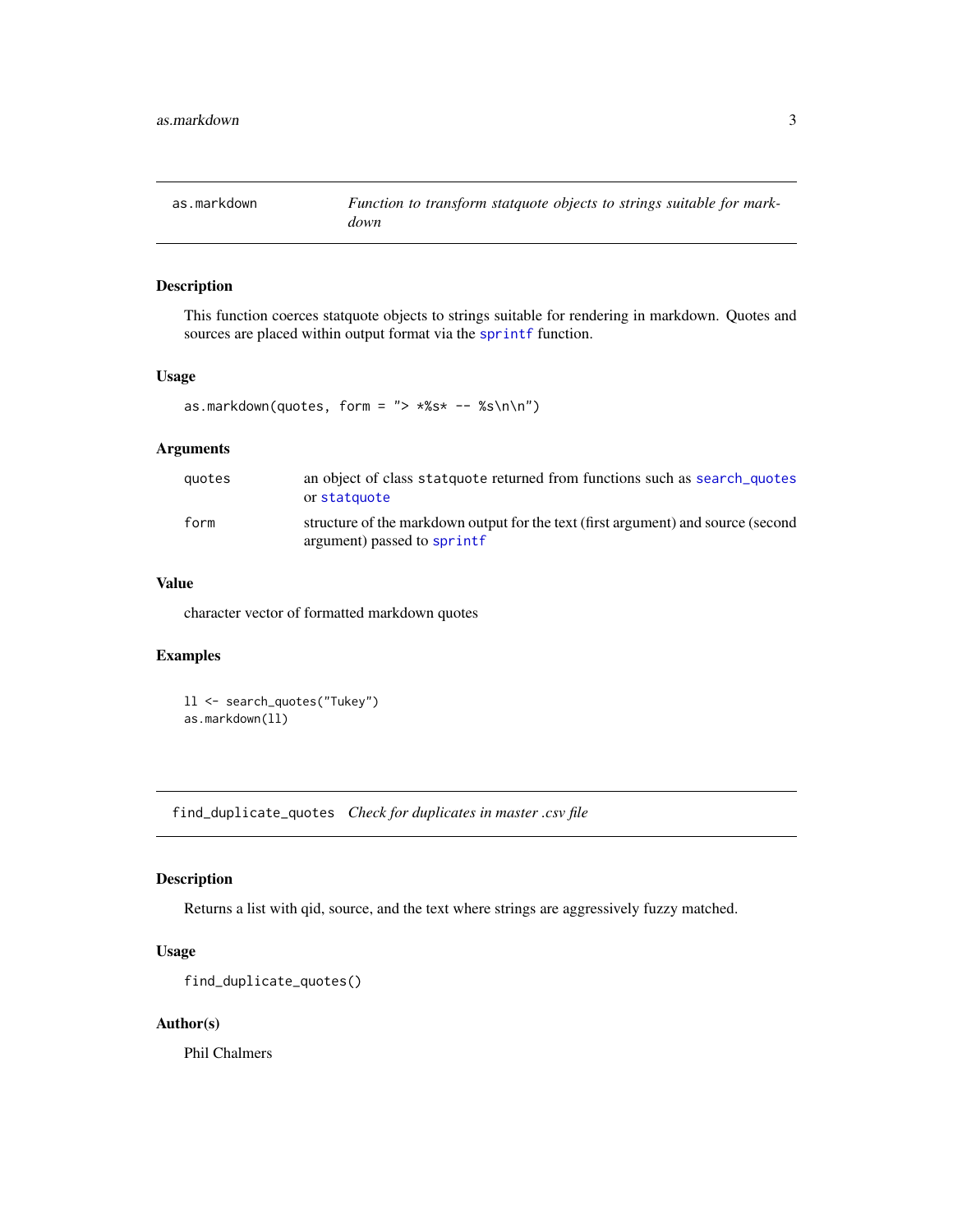## as.markdown — *Function to transform statquote objects to strings suitable for markdown*

### Description

This function coerces statquote objects to strings suitable for rendering in markdown. Quotes and sources are placed within output format via the `sprintf` function.

### Usage

```
as.markdown(quotes, form = "> *%s* -- %s\n\n")
```

### Arguments

| | |
|---|---|
| `quotes` | an object of class `statquote` returned from functions such as `search_quotes` or `statquote` |
| `form` | structure of the markdown output for the text (first argument) and source (second argument) passed to `sprintf` |

### Value

character vector of formatted markdown quotes

### Examples

```
ll <- search_quotes("Tukey")
as.markdown(ll)
```

## find_duplicate_quotes — *Check for duplicates in master .csv file*

### Description

Returns a list with qid, source, and the text where strings are aggressively fuzzy matched.

### Usage

```
find_duplicate_quotes()
```

### Author(s)

Phil Chalmers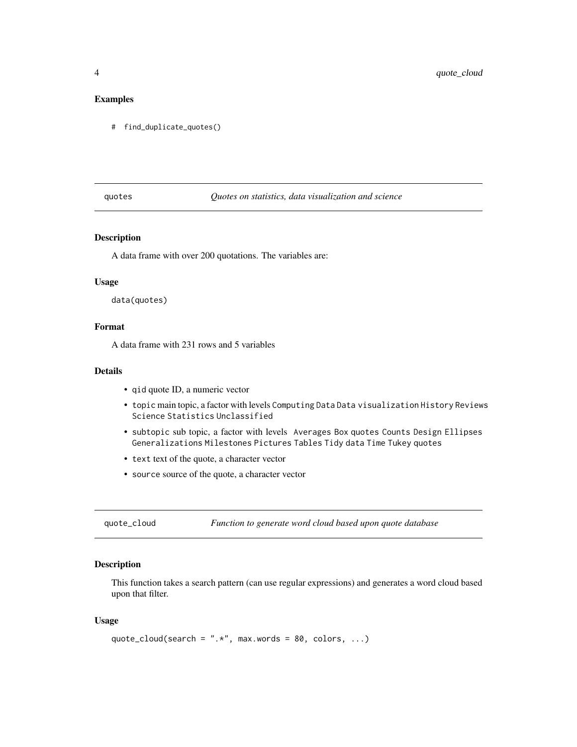### Examples

```
# find_duplicate_quotes()
```

## quotes — *Quotes on statistics, data visualization and science*

### Description

A data frame with over 200 quotations. The variables are:

### Usage

```
data(quotes)
```

### Format

A data frame with 231 rows and 5 variables

### Details

- `qid` quote ID, a numeric vector
- `topic` main topic, a factor with levels `Computing` `Data` `Data visualization` `History` `Reviews` `Science` `Statistics` `Unclassified`
- `subtopic` sub topic, a factor with levels ` Averages` `Box quotes` `Counts` `Design` `Ellipses` `Generalizations` `Milestones` `Pictures` `Tables` `Tidy data` `Time` `Tukey quotes`
- `text` text of the quote, a character vector
- `source` source of the quote, a character vector

## quote_cloud — *Function to generate word cloud based upon quote database*

### Description

This function takes a search pattern (can use regular expressions) and generates a word cloud based upon that filter.

### Usage

```
quote_cloud(search = ".*", max.words = 80, colors, ...)
```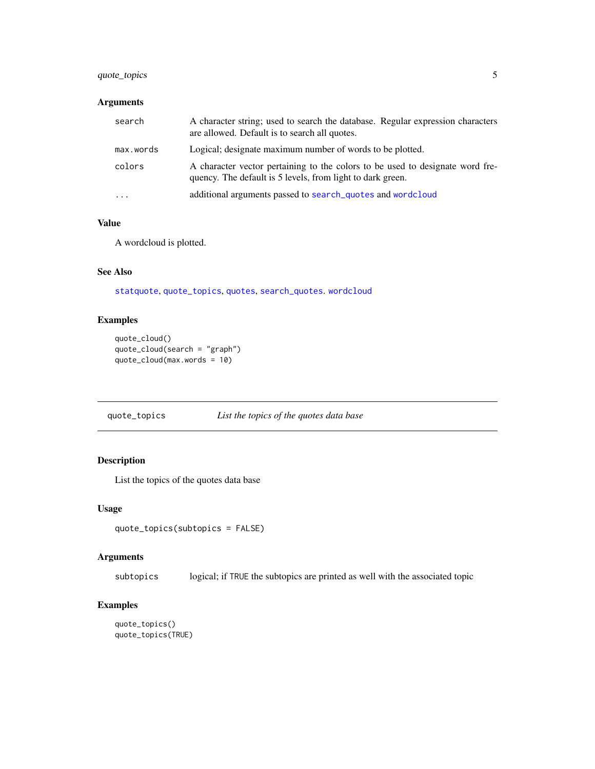### Arguments

| | |
|---|---|
| `search` | A character string; used to search the database. Regular expression characters are allowed. Default is to search all quotes. |
| `max.words` | Logical; designate maximum number of words to be plotted. |
| `colors` | A character vector pertaining to the colors to be used to designate word frequency. The default is 5 levels, from light to dark green. |
| `...` | additional arguments passed to `search_quotes` and `wordcloud` |

### Value

A wordcloud is plotted.

### See Also

`statquote`, `quote_topics`, `quotes`, `search_quotes`. `wordcloud`

### Examples

```
quote_cloud()
quote_cloud(search = "graph")
quote_cloud(max.words = 10)
```

---

## quote_topics *List the topics of the quotes data base*

---

### Description

List the topics of the quotes data base

### Usage

```
quote_topics(subtopics = FALSE)
```

### Arguments

| | |
|---|---|
| `subtopics` | logical; if `TRUE` the subtopics are printed as well with the associated topic |

### Examples

```
quote_topics()
quote_topics(TRUE)
```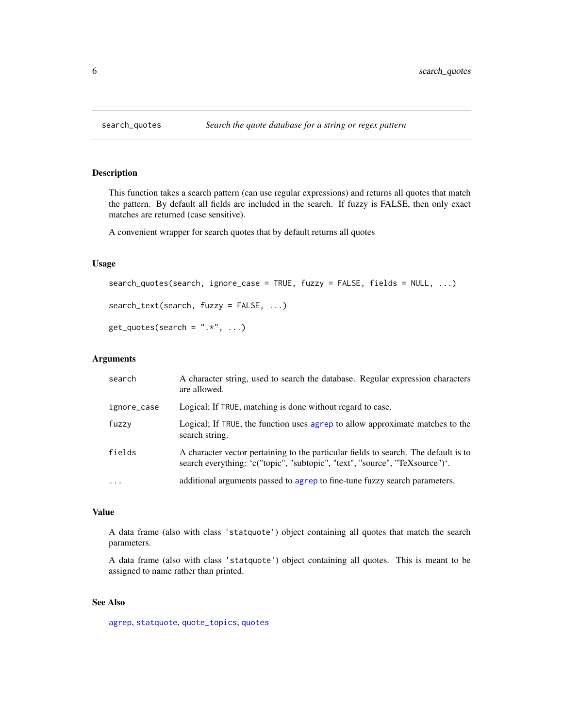## search_quotes — *Search the quote database for a string or regex pattern*

### Description

This function takes a search pattern (can use regular expressions) and returns all quotes that match the pattern. By default all fields are included in the search. If fuzzy is FALSE, then only exact matches are returned (case sensitive).

A convenient wrapper for search quotes that by default returns all quotes

### Usage

```
search_quotes(search, ignore_case = TRUE, fuzzy = FALSE, fields = NULL, ...)

search_text(search, fuzzy = FALSE, ...)

get_quotes(search = ".*", ...)
```

### Arguments

| | |
|---|---|
| `search` | A character string, used to search the database. Regular expression characters are allowed. |
| `ignore_case` | Logical; If `TRUE`, matching is done without regard to case. |
| `fuzzy` | Logical; If `TRUE`, the function uses `agrep` to allow approximate matches to the search string. |
| `fields` | A character vector pertaining to the particular fields to search. The default is to search everything: ‘c("topic", "subtopic", "text", "source", "TeXsource")‘. |
| `...` | additional arguments passed to `agrep` to fine-tune fuzzy search parameters. |

### Value

A data frame (also with class `'statquote'`) object containing all quotes that match the search parameters.

A data frame (also with class `'statquote'`) object containing all quotes. This is meant to be assigned to name rather than printed.

### See Also

`agrep`, `statquote`, `quote_topics`, `quotes`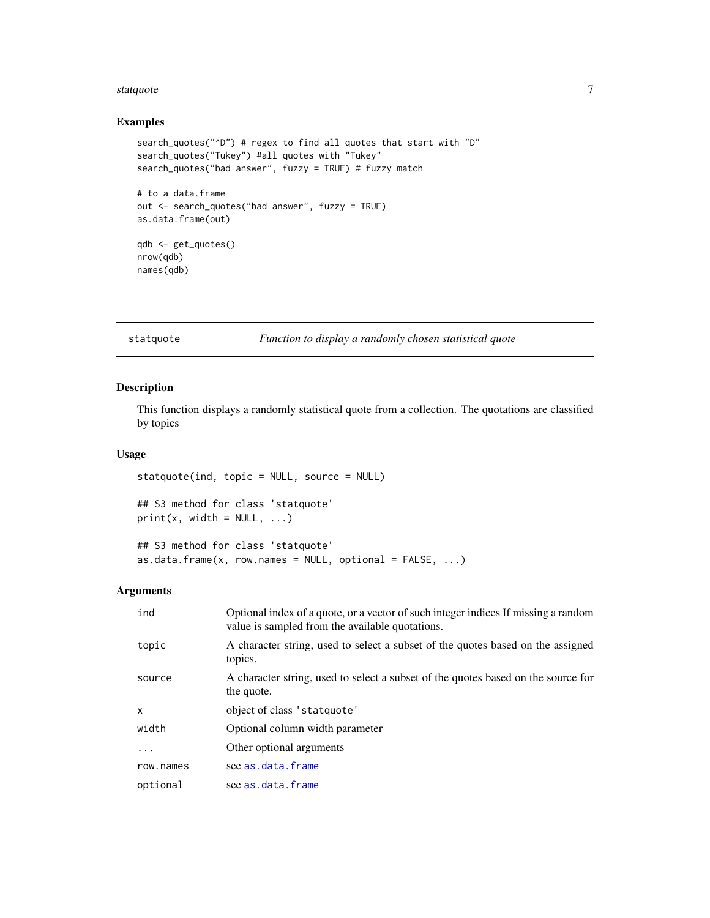## Examples

```
search_quotes("^D") # regex to find all quotes that start with "D"
search_quotes("Tukey") #all quotes with "Tukey"
search_quotes("bad answer", fuzzy = TRUE) # fuzzy match

# to a data.frame
out <- search_quotes("bad answer", fuzzy = TRUE)
as.data.frame(out)

qdb <- get_quotes()
nrow(qdb)
names(qdb)
```

---

`statquote` *Function to display a randomly chosen statistical quote*

---

## Description

This function displays a randomly statistical quote from a collection. The quotations are classified by topics

## Usage

```
statquote(ind, topic = NULL, source = NULL)

## S3 method for class 'statquote'
print(x, width = NULL, ...)

## S3 method for class 'statquote'
as.data.frame(x, row.names = NULL, optional = FALSE, ...)
```

## Arguments

| | |
|---|---|
| `ind` | Optional index of a quote, or a vector of such integer indices If missing a random value is sampled from the available quotations. |
| `topic` | A character string, used to select a subset of the quotes based on the assigned topics. |
| `source` | A character string, used to select a subset of the quotes based on the source for the quote. |
| `x` | object of class `'statquote'` |
| `width` | Optional column width parameter |
| `...` | Other optional arguments |
| `row.names` | see `as.data.frame` |
| `optional` | see `as.data.frame` |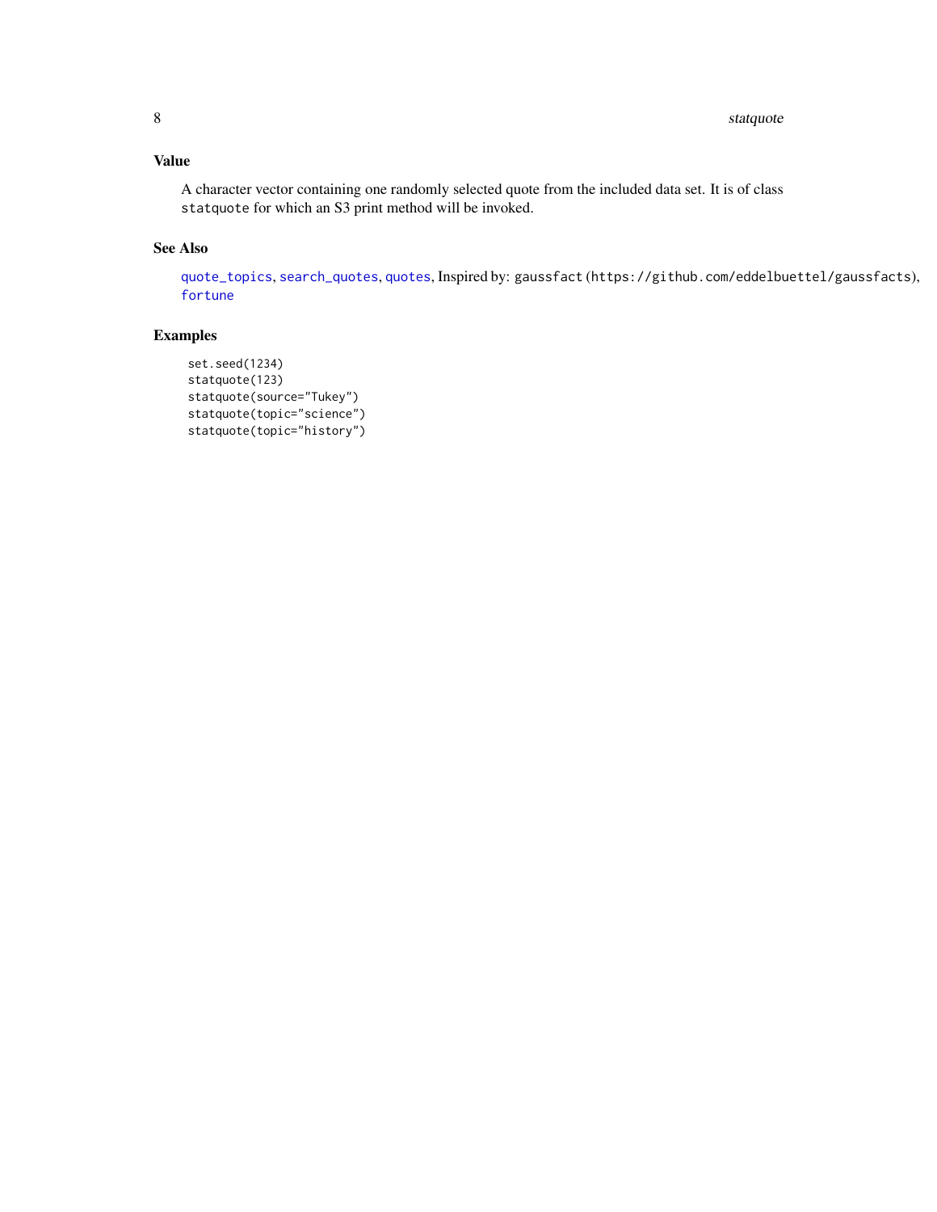## Value

A character vector containing one randomly selected quote from the included data set. It is of class `statquote` for which an S3 print method will be invoked.

## See Also

`quote_topics`, `search_quotes`, `quotes`, Inspired by: `gaussfact` (`https://github.com/eddelbuettel/gaussfacts`), `fortune`

## Examples

```
set.seed(1234)
statquote(123)
statquote(source="Tukey")
statquote(topic="science")
statquote(topic="history")
```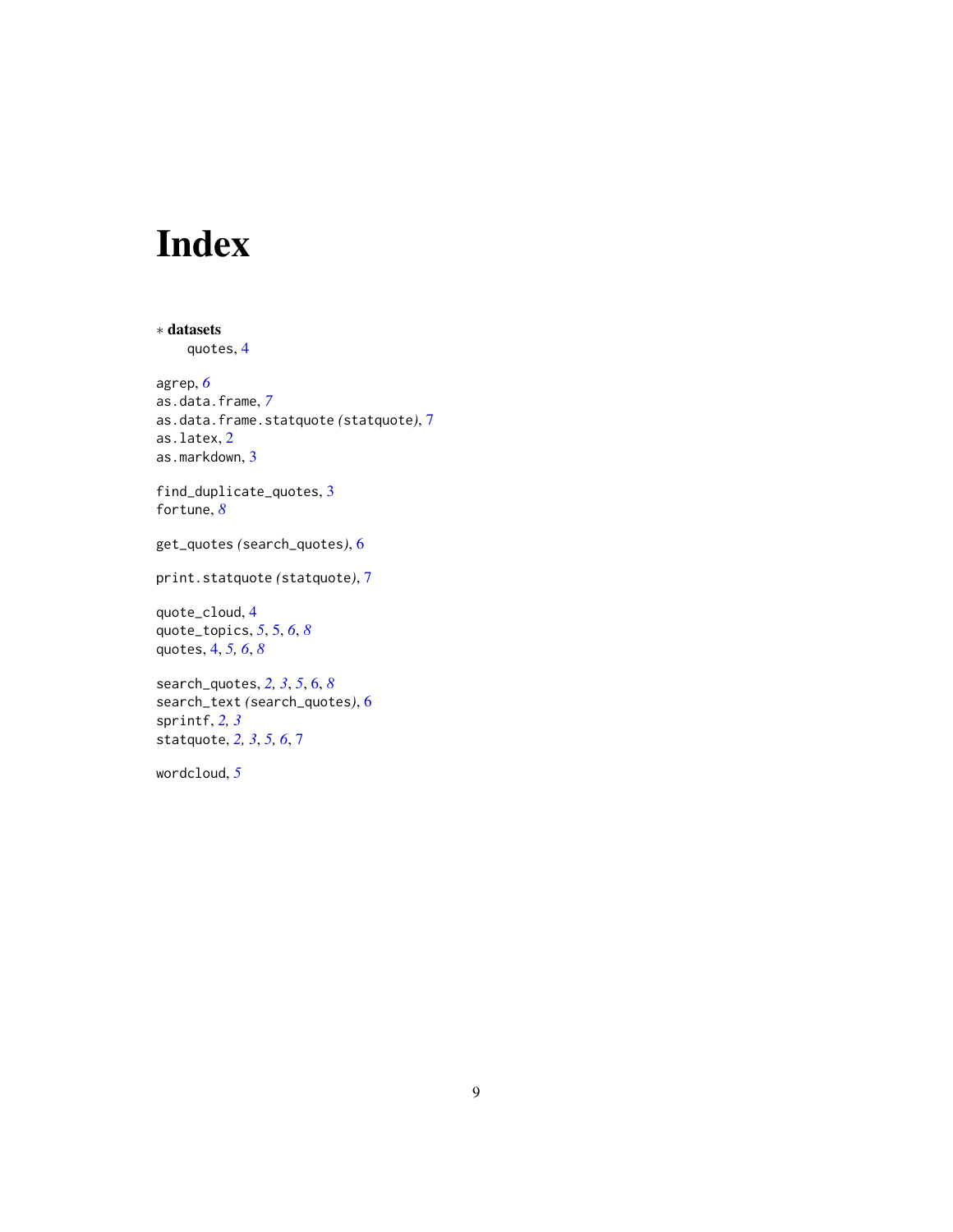# Index

∗ **datasets**
  quotes, 4

agrep, *6*
as.data.frame, *7*
as.data.frame.statquote *(*statquote*)*, 7
as.latex, 2
as.markdown, 3

find_duplicate_quotes, 3
fortune, *8*

get_quotes *(*search_quotes*)*, 6

print.statquote *(*statquote*)*, 7

quote_cloud, 4
quote_topics, *5*, 5, *6*, *8*
quotes, 4, *5, 6*, *8*

search_quotes, *2, 3*, *5*, 6, *8*
search_text *(*search_quotes*)*, 6
sprintf, *2, 3*
statquote, *2, 3*, *5, 6*, 7

wordcloud, *5*